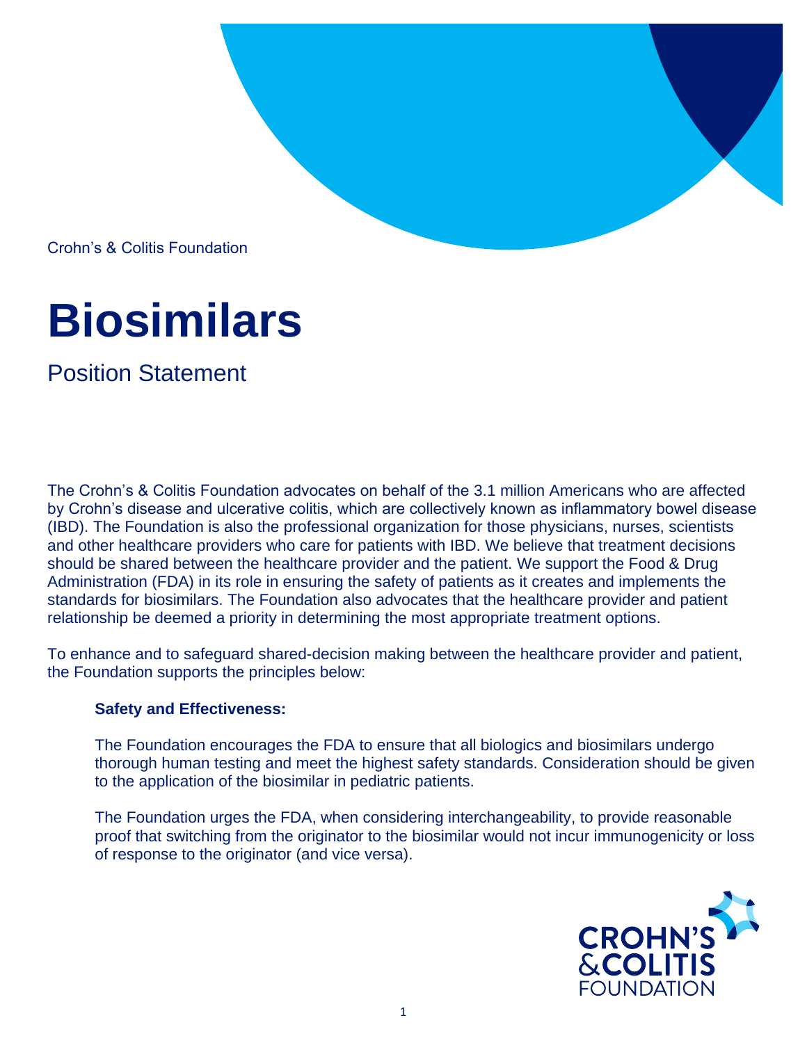Crohn's & Colitis Foundation

# Biosimilars

## Position Statement

The Crohn's & Colitis Foundation advocates on behalf of the 3.1 million Americans who are affected by Crohn's disease and ulcerative colitis, which are collectively known as inflammatory bowel disease (IBD). The Foundation is also the professional organization for those physicians, nurses, scientists and other healthcare providers who care for patients with IBD. We believe that treatment decisions should be shared between the healthcare provider and the patient. We support the Food & Drug Administration (FDA) in its role in ensuring the safety of patients as it creates and implements the standards for biosimilars. The Foundation also advocates that the healthcare provider and patient relationship be deemed a priority in determining the most appropriate treatment options.

To enhance and to safeguard shared-decision making between the healthcare provider and patient, the Foundation supports the principles below:

**Safety and Effectiveness:**

The Foundation encourages the FDA to ensure that all biologics and biosimilars undergo thorough human testing and meet the highest safety standards. Consideration should be given to the application of the biosimilar in pediatric patients.

The Foundation urges the FDA, when considering interchangeability, to provide reasonable proof that switching from the originator to the biosimilar would not incur immunogenicity or loss of response to the originator (and vice versa).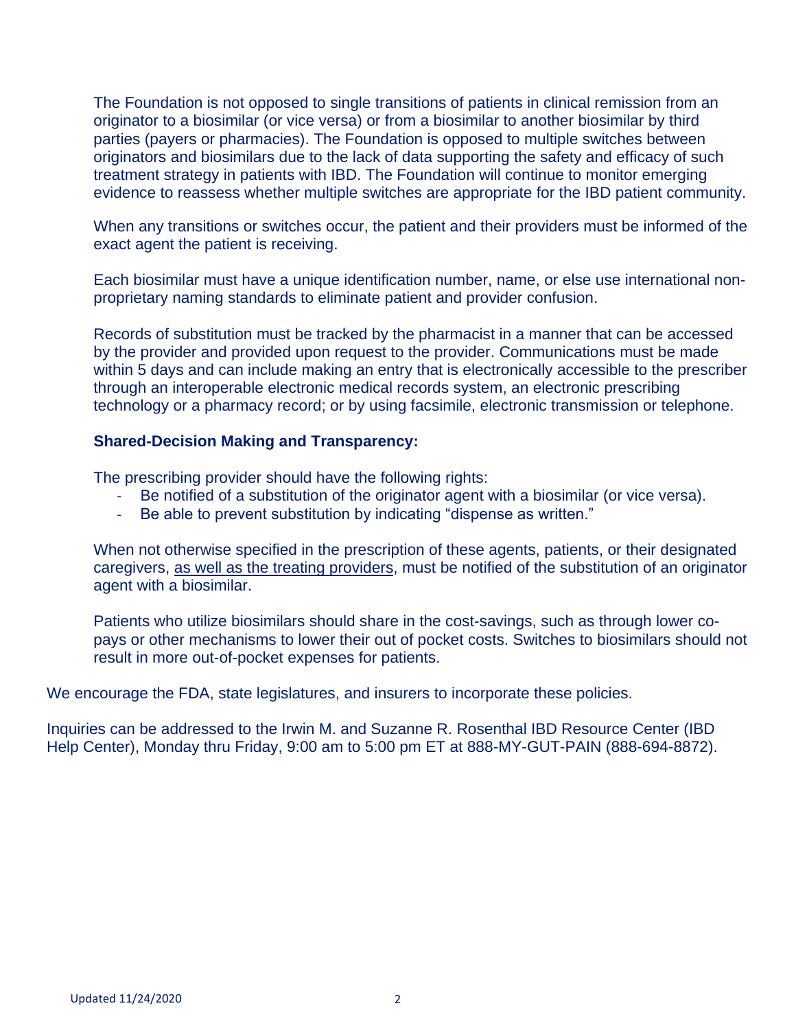The Foundation is not opposed to single transitions of patients in clinical remission from an originator to a biosimilar (or vice versa) or from a biosimilar to another biosimilar by third parties (payers or pharmacies). The Foundation is opposed to multiple switches between originators and biosimilars due to the lack of data supporting the safety and efficacy of such treatment strategy in patients with IBD. The Foundation will continue to monitor emerging evidence to reassess whether multiple switches are appropriate for the IBD patient community.

When any transitions or switches occur, the patient and their providers must be informed of the exact agent the patient is receiving.

Each biosimilar must have a unique identification number, name, or else use international non-proprietary naming standards to eliminate patient and provider confusion.

Records of substitution must be tracked by the pharmacist in a manner that can be accessed by the provider and provided upon request to the provider. Communications must be made within 5 days and can include making an entry that is electronically accessible to the prescriber through an interoperable electronic medical records system, an electronic prescribing technology or a pharmacy record; or by using facsimile, electronic transmission or telephone.

**Shared-Decision Making and Transparency:**

The prescribing provider should have the following rights:

- Be notified of a substitution of the originator agent with a biosimilar (or vice versa).
- Be able to prevent substitution by indicating "dispense as written."

When not otherwise specified in the prescription of these agents, patients, or their designated caregivers, as well as the treating providers, must be notified of the substitution of an originator agent with a biosimilar.

Patients who utilize biosimilars should share in the cost-savings, such as through lower co-pays or other mechanisms to lower their out of pocket costs. Switches to biosimilars should not result in more out-of-pocket expenses for patients.

We encourage the FDA, state legislatures, and insurers to incorporate these policies.

Inquiries can be addressed to the Irwin M. and Suzanne R. Rosenthal IBD Resource Center (IBD Help Center), Monday thru Friday, 9:00 am to 5:00 pm ET at 888-MY-GUT-PAIN (888-694-8872).

Updated 11/24/2020